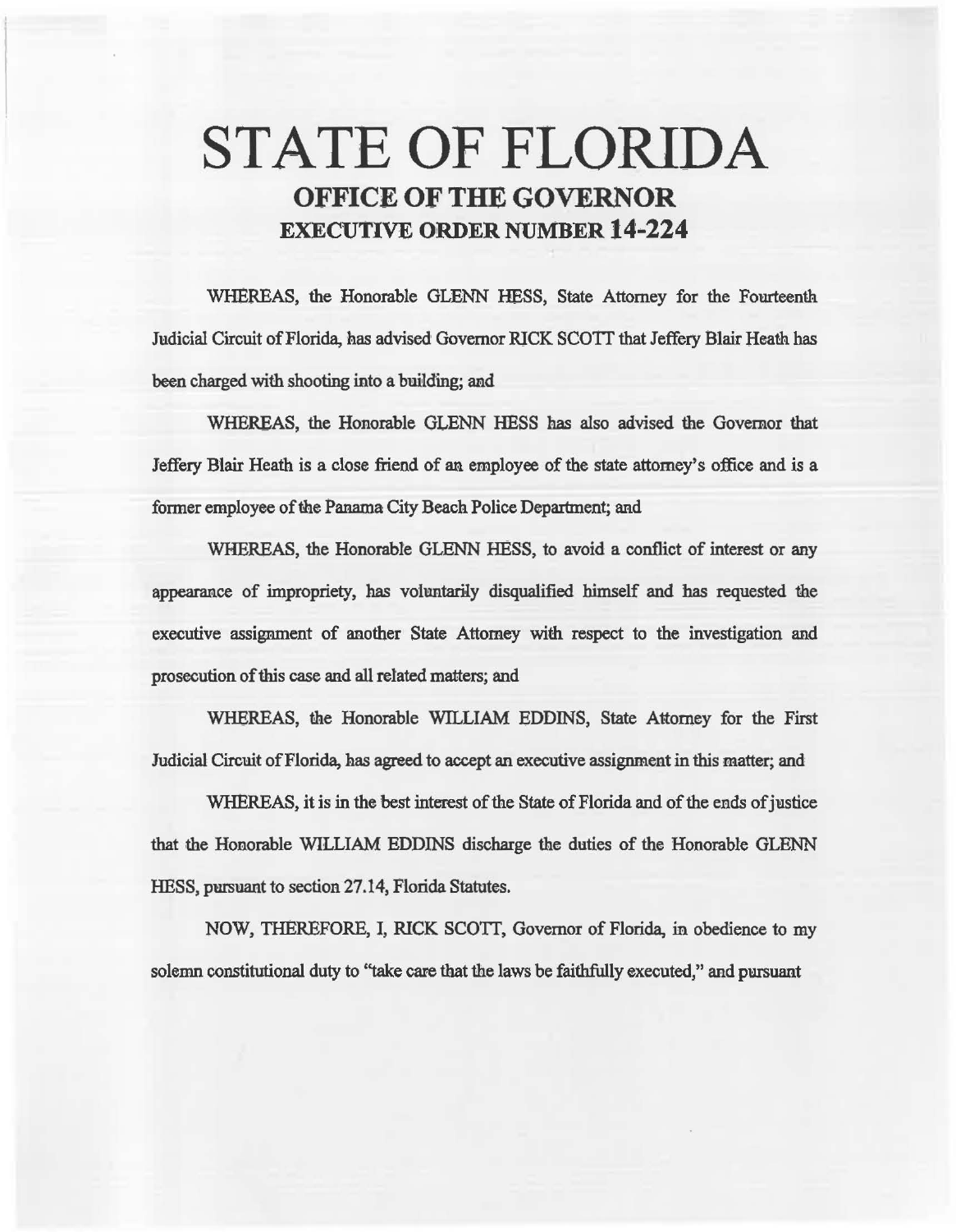# STATE OF FLORIDA

## OFFICE OF THE GOVERNOR

## EXECUTIVE ORDER NUMBER 14-224

WHEREAS, the Honorable GLENN HESS, State Attorney for the Fourteenth Judicial Circuit of Florida, has advised Governor RICK SCOTT that Jeffery Blair Heath has been charged with shooting into a building; and

WHEREAS, the Honorable GLENN HESS has also advised the Governor that Jeffery Blair Heath is a close friend of an employee of the state attorney's office and is a former employee of the Panama City Beach Police Department; and

WHEREAS, the Honorable GLENN HESS, to avoid a conflict of interest or any appearance of impropriety, has voluntarily disqualified himself and has requested the executive assignment of another State Attorney with respect to the investigation and prosecution of this case and all related matters; and

WHEREAS, the Honorable WILLIAM EDDINS, State Attorney for the First Judicial Circuit of Florida, has agreed to accept an executive assignment in this matter; and

WHEREAS, it is in the best interest of the State of Florida and of the ends of justice that the Honorable WILLIAM EDDINS discharge the duties of the Honorable GLENN HESS, pursuant to section 27.14, Florida Statutes.

NOW, THEREFORE, I, RICK SCOTT, Governor of Florida, in obedience to my solemn constitutional duty to "take care that the laws be faithfully executed," and pursuant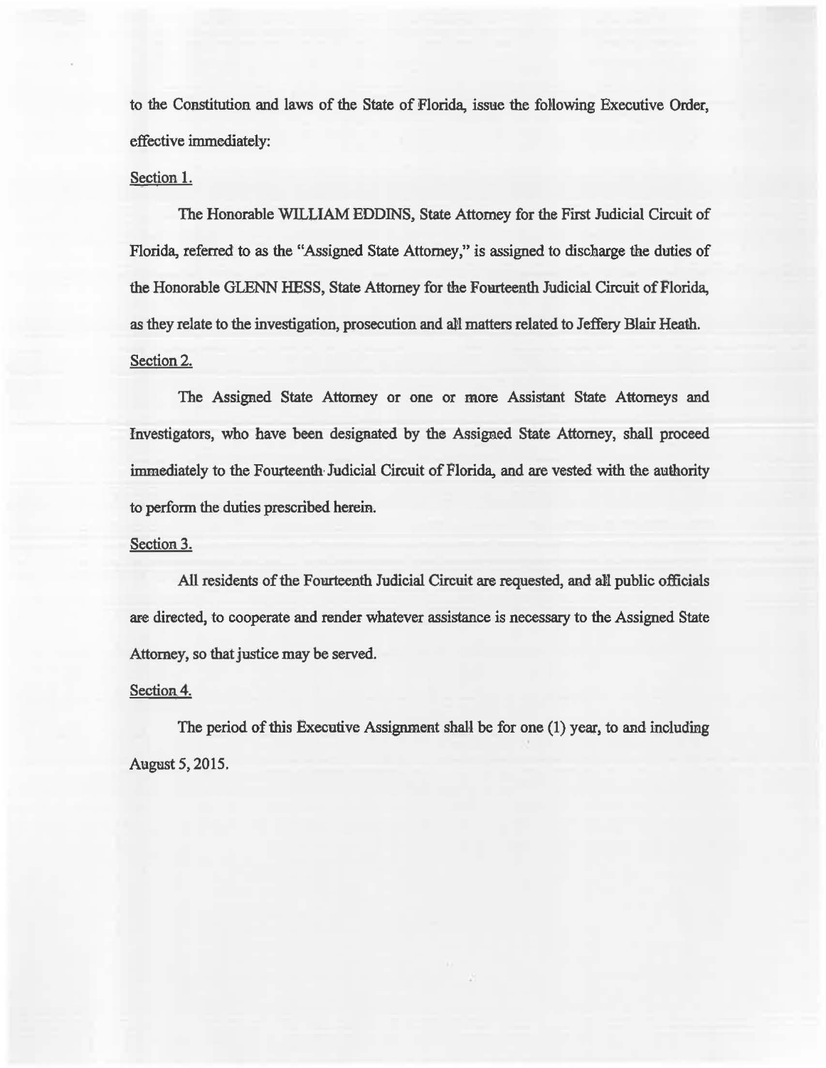to the Constitution and laws of the State of Florida, issue the following Executive Order, effective immediately:

Section 1.

The Honorable WILLIAM EDDINS, State Attorney for the First Judicial Circuit of Florida, referred to as the "Assigned State Attorney," is assigned to discharge the duties of the Honorable GLENN HESS, State Attorney for the Fourteenth Judicial Circuit of Florida, as they relate to the investigation, prosecution and all matters related to Jeffery Blair Heath.

Section 2.

The Assigned State Attorney or one or more Assistant State Attorneys and Investigators, who have been designated by the Assigned State Attorney, shall proceed immediately to the Fourteenth Judicial Circuit of Florida, and are vested with the authority to perform the duties prescribed herein.

Section 3.

All residents of the Fourteenth Judicial Circuit are requested, and all public officials are directed, to cooperate and render whatever assistance is necessary to the Assigned State Attorney, so that justice may be served.

Section 4.

The period of this Executive Assignment shall be for one (1) year, to and including August 5, 2015.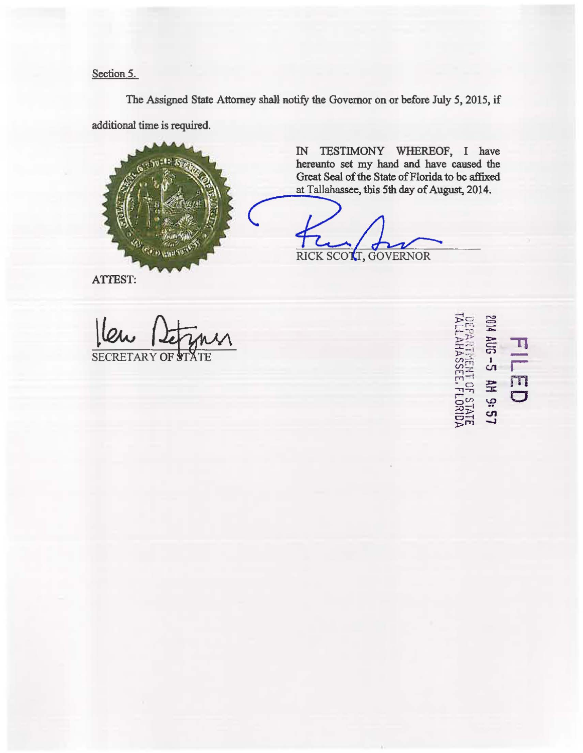Section 5.

The Assigned State Attorney shall notify the Governor on or before July 5, 2015, if additional time is required.

IN TESTIMONY WHEREOF, I have hereunto set my hand and have caused the Great Seal of the State of Florida to be affixed at Tallahassee, this 5th day of August, 2014.

RICK SCOTT, GOVERNOR

ATTEST:

SECRETARY OF STATE

FILED

2014 AUG -5 AM 9:57

DEPARTMENT OF STATE
TALLAHASSEE, FLORIDA